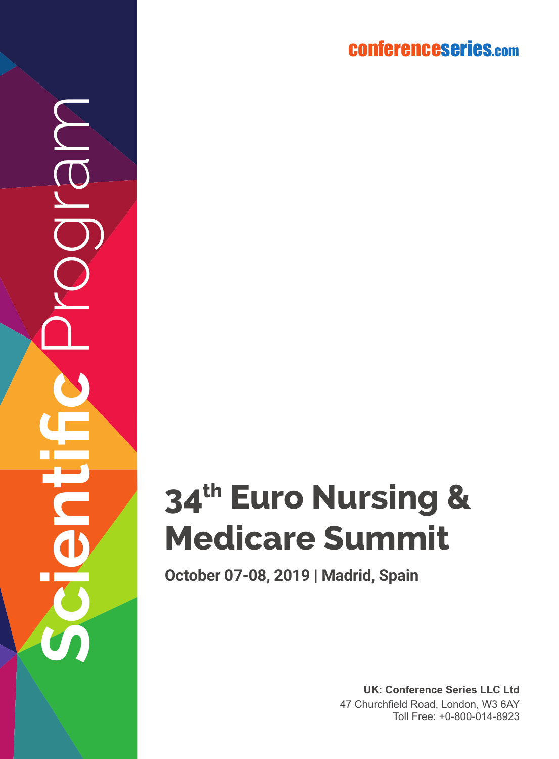conferenceseries.com

Scientific Program

# $34^{th}$ Euro Nursing & Medicare Summit

**October 07-08, 2019 | Madrid, Spain**

**UK: Conference Series LLC Ltd**
47 Churchfield Road, London, W3 6AY
Toll Free: +0-800-014-8923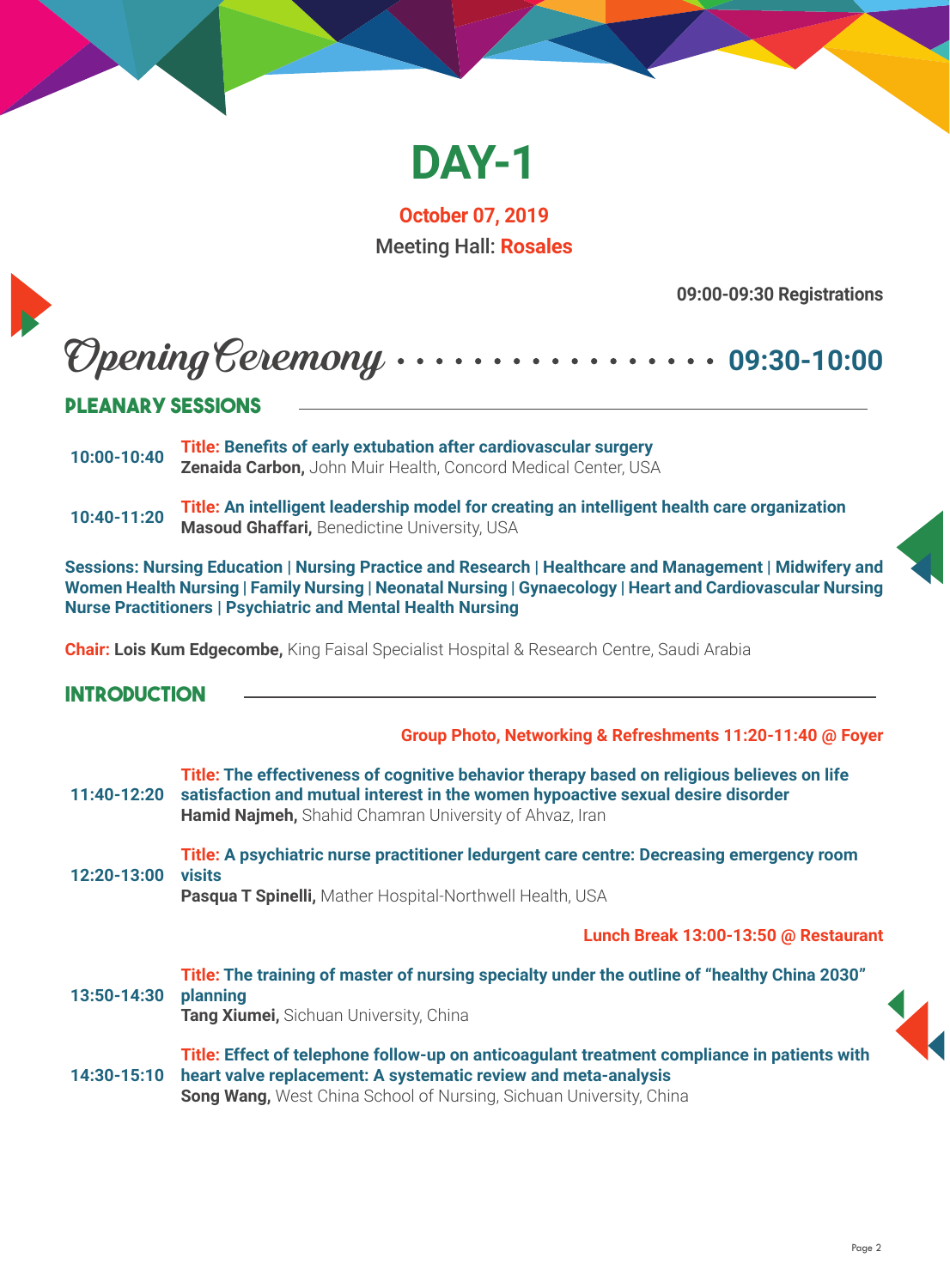# DAY-1

**October 07, 2019**

Meeting Hall: **Rosales**

**09:00-09:30 Registrations**

## Opening Ceremony ................. 09:30-10:00

### PLEANARY SESSIONS

**10:00-10:40**
**Title: Benefits of early extubation after cardiovascular surgery**
**Zenaida Carbon,** John Muir Health, Concord Medical Center, USA

**10:40-11:20**
**Title: An intelligent leadership model for creating an intelligent health care organization**
**Masoud Ghaffari,** Benedictine University, USA

**Sessions: Nursing Education | Nursing Practice and Research | Healthcare and Management | Midwifery and Women Health Nursing | Family Nursing | Neonatal Nursing | Gynaecology | Heart and Cardiovascular Nursing Nurse Practitioners | Psychiatric and Mental Health Nursing**

**Chair: Lois Kum Edgecombe,** King Faisal Specialist Hospital & Research Centre, Saudi Arabia

### INTRODUCTION

**Group Photo, Networking & Refreshments 11:20-11:40 @ Foyer**

**11:40-12:20**
**Title: The effectiveness of cognitive behavior therapy based on religious believes on life satisfaction and mutual interest in the women hypoactive sexual desire disorder**
**Hamid Najmeh,** Shahid Chamran University of Ahvaz, Iran

**12:20-13:00**
**Title: A psychiatric nurse practitioner ledurgent care centre: Decreasing emergency room visits**
**Pasqua T Spinelli,** Mather Hospital-Northwell Health, USA

**Lunch Break 13:00-13:50 @ Restaurant**

**13:50-14:30**
**Title: The training of master of nursing specialty under the outline of "healthy China 2030" planning**
**Tang Xiumei,** Sichuan University, China

**14:30-15:10**
**Title: Effect of telephone follow-up on anticoagulant treatment compliance in patients with heart valve replacement: A systematic review and meta-analysis**
**Song Wang,** West China School of Nursing, Sichuan University, China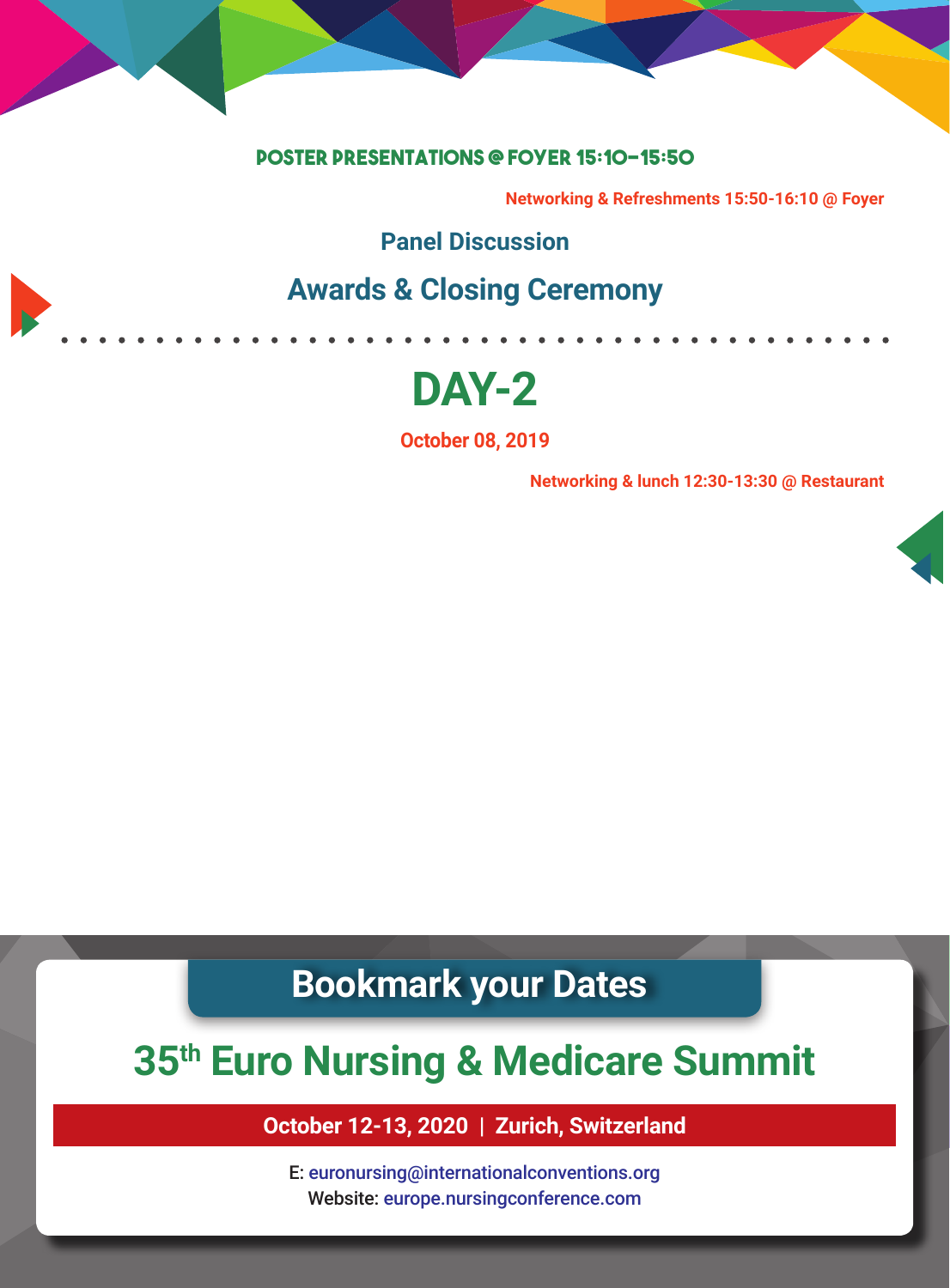**POSTER PRESENTATIONS @ FOYER 15:10-15:50**

**Networking & Refreshments 15:50-16:10 @ Foyer**

**Panel Discussion**

## Awards & Closing Ceremony

# DAY-2

**October 08, 2019**

**Networking & lunch 12:30-13:30 @ Restaurant**

## Bookmark your Dates

## 35th Euro Nursing & Medicare Summit

**October 12-13, 2020 | Zurich, Switzerland**

E: euronursing@internationalconventions.org
Website: europe.nursingconference.com